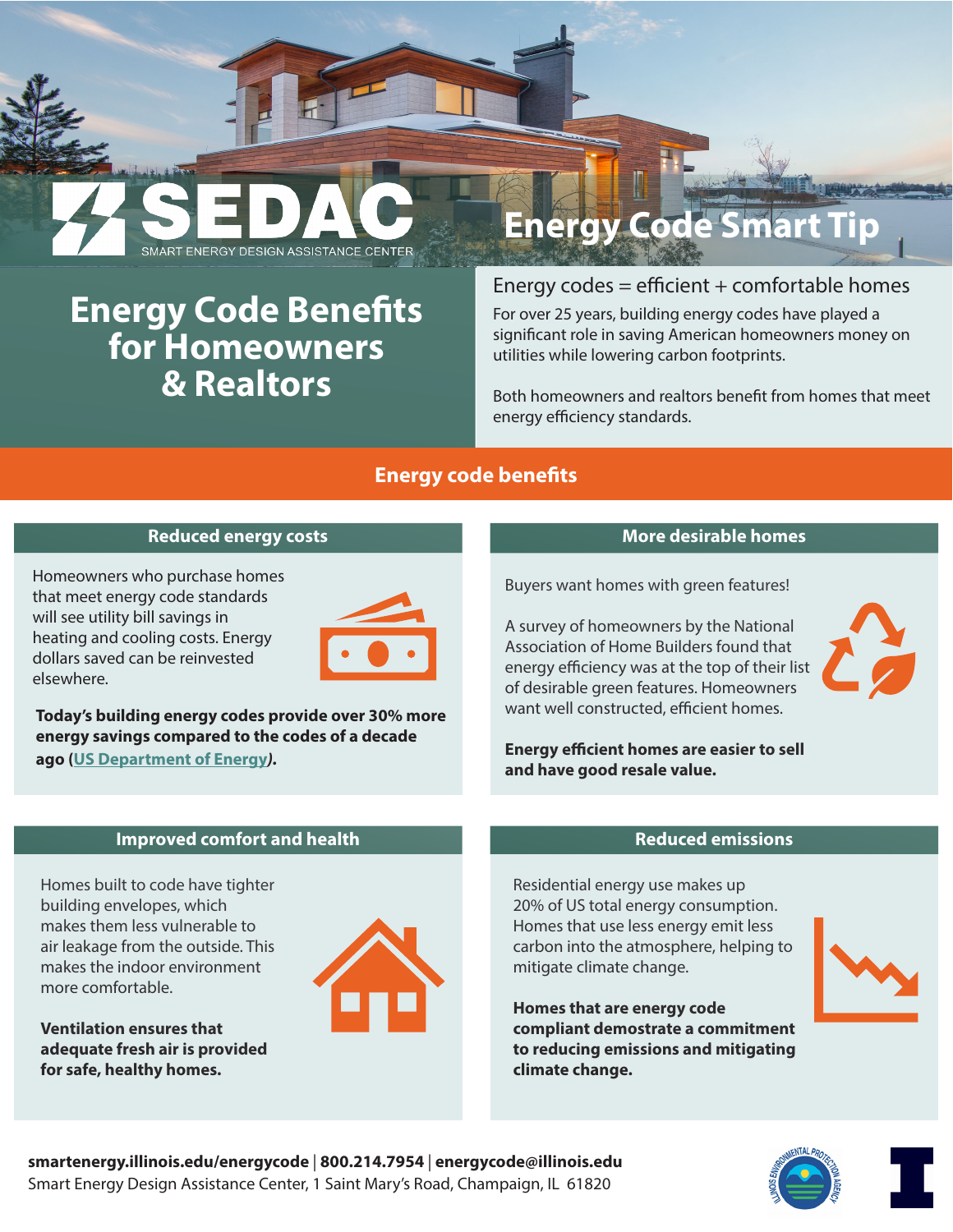# SEDAC

SMART ENERGY DESIGN ASSISTANCE CENTER

Energy Code Smart Tip

# Energy Code Benefits for Homeowners & Realtors

## Energy codes = efficient + comfortable homes

For over 25 years, building energy codes have played a significant role in saving American homeowners money on utilities while lowering carbon footprints.

Both homeowners and realtors benefit from homes that meet energy efficiency standards.

## Energy code benefits

### Reduced energy costs

Homeowners who purchase homes that meet energy code standards will see utility bill savings in heating and cooling costs. Energy dollars saved can be reinvested elsewhere.

**Today's building energy codes provide over 30% more energy savings compared to the codes of a decade ago (US Department of Energy).**

### More desirable homes

Buyers want homes with green features!

A survey of homeowners by the National Association of Home Builders found that energy efficiency was at the top of their list of desirable green features. Homeowners want well constructed, efficient homes.

**Energy efficient homes are easier to sell and have good resale value.**

### Improved comfort and health

Homes built to code have tighter building envelopes, which makes them less vulnerable to air leakage from the outside. This makes the indoor environment more comfortable.

**Ventilation ensures that adequate fresh air is provided for safe, healthy homes.**

### Reduced emissions

Residential energy use makes up 20% of US total energy consumption. Homes that use less energy emit less carbon into the atmosphere, helping to mitigate climate change.

**Homes that are energy code compliant demostrate a commitment to reducing emissions and mitigating climate change.**

**smartenergy.illinois.edu/energycode | 800.214.7954 | energycode@illinois.edu**

Smart Energy Design Assistance Center, 1 Saint Mary's Road, Champaign, IL 61820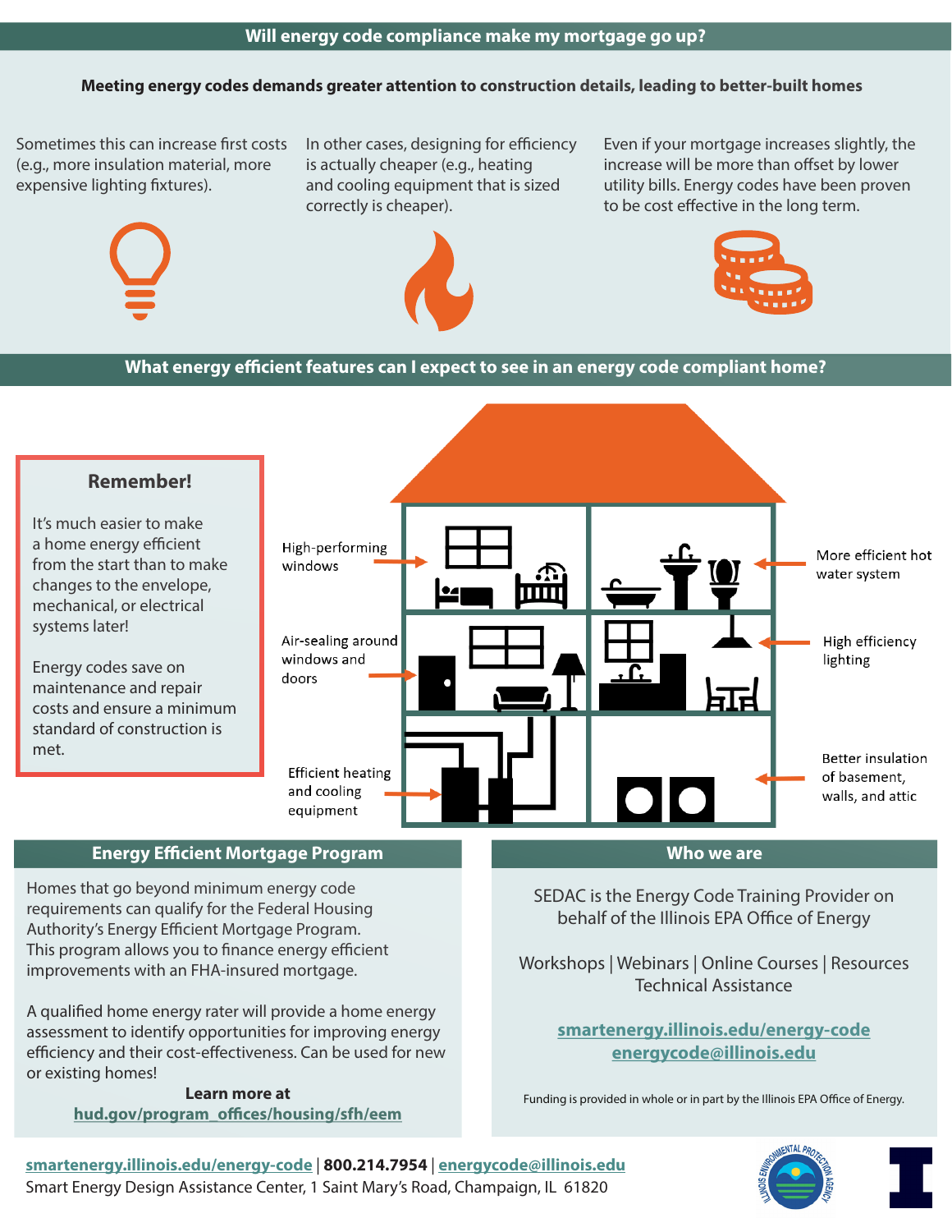## Will energy code compliance make my mortgage go up?

**Meeting energy codes demands greater attention to construction details, leading to better-built homes**

Sometimes this can increase first costs (e.g., more insulation material, more expensive lighting fixtures).

In other cases, designing for efficiency is actually cheaper (e.g., heating and cooling equipment that is sized correctly is cheaper).

Even if your mortgage increases slightly, the increase will be more than offset by lower utility bills. Energy codes have been proven to be cost effective in the long term.

## What energy efficient features can I expect to see in an energy code compliant home?

### Remember!

It's much easier to make a home energy efficient from the start than to make changes to the envelope, mechanical, or electrical systems later!

Energy codes save on maintenance and repair costs and ensure a minimum standard of construction is met.

High-performing windows

Air-sealing around windows and doors

Efficient heating and cooling equipment

More efficient hot water system

High efficiency lighting

Better insulation of basement, walls, and attic

## Energy Efficient Mortgage Program

Homes that go beyond minimum energy code requirements can qualify for the Federal Housing Authority's Energy Efficient Mortgage Program. This program allows you to finance energy efficient improvements with an FHA-insured mortgage.

A qualified home energy rater will provide a home energy assessment to identify opportunities for improving energy efficiency and their cost-effectiveness. Can be used for new or existing homes!

**Learn more at**
hud.gov/program_offices/housing/sfh/eem

## Who we are

SEDAC is the Energy Code Training Provider on behalf of the Illinois EPA Office of Energy

Workshops | Webinars | Online Courses | Resources
Technical Assistance

smartenergy.illinois.edu/energy-code
energycode@illinois.edu

Funding is provided in whole or in part by the Illinois EPA Office of Energy.

smartenergy.illinois.edu/energy-code | **800.214.7954** | energycode@illinois.edu
Smart Energy Design Assistance Center, 1 Saint Mary's Road, Champaign, IL 61820